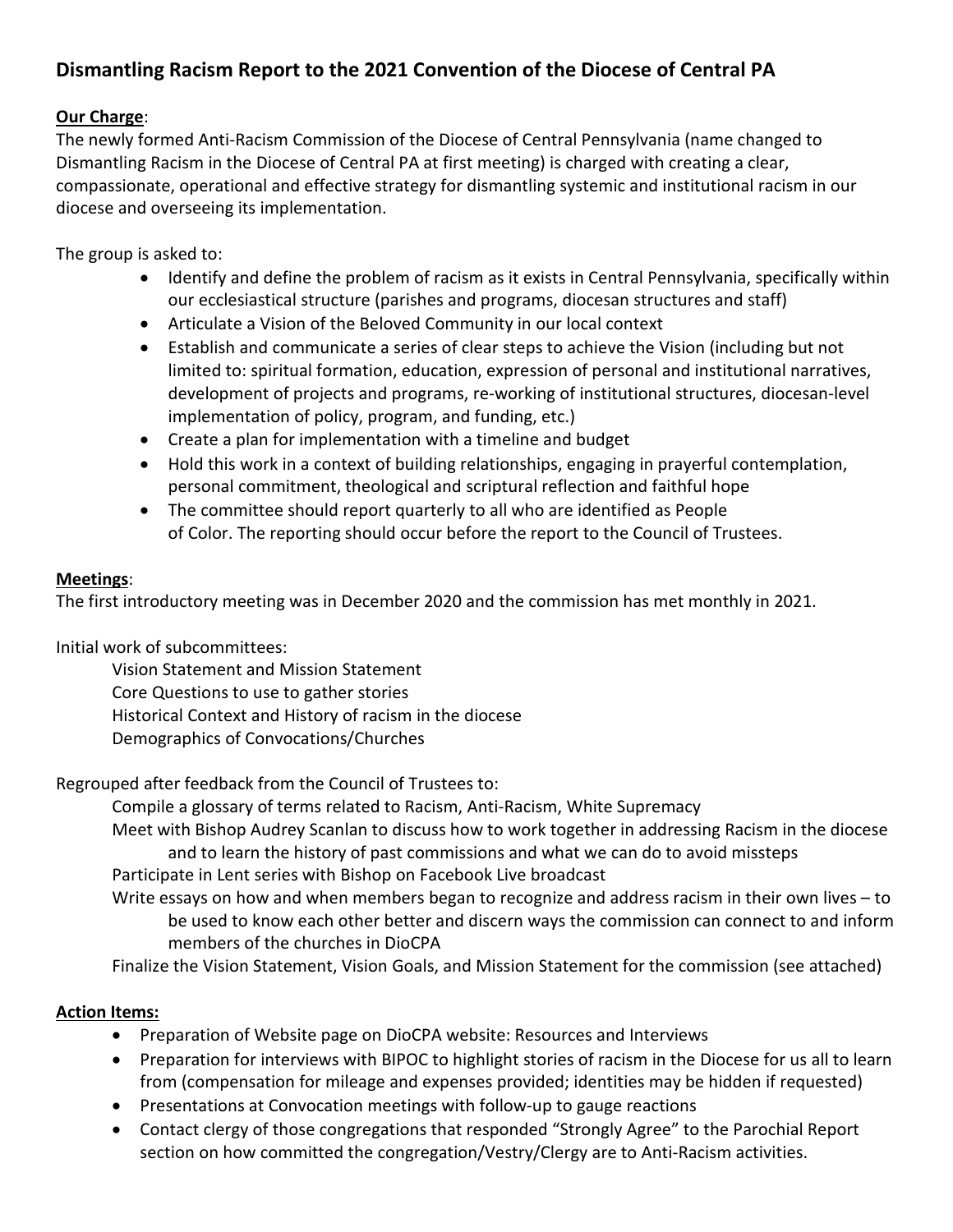## Dismantling Racism Report to the 2021 Convention of the Diocese of Central PA

**Our Charge**:

The newly formed Anti-Racism Commission of the Diocese of Central Pennsylvania (name changed to Dismantling Racism in the Diocese of Central PA at first meeting) is charged with creating a clear, compassionate, operational and effective strategy for dismantling systemic and institutional racism in our diocese and overseeing its implementation.

The group is asked to:

- Identify and define the problem of racism as it exists in Central Pennsylvania, specifically within our ecclesiastical structure (parishes and programs, diocesan structures and staff)
- Articulate a Vision of the Beloved Community in our local context
- Establish and communicate a series of clear steps to achieve the Vision (including but not limited to: spiritual formation, education, expression of personal and institutional narratives, development of projects and programs, re-working of institutional structures, diocesan-level implementation of policy, program, and funding, etc.)
- Create a plan for implementation with a timeline and budget
- Hold this work in a context of building relationships, engaging in prayerful contemplation, personal commitment, theological and scriptural reflection and faithful hope
- The committee should report quarterly to all who are identified as People of Color. The reporting should occur before the report to the Council of Trustees.

**Meetings**:

The first introductory meeting was in December 2020 and the commission has met monthly in 2021.

Initial work of subcommittees:

- Vision Statement and Mission Statement
- Core Questions to use to gather stories
- Historical Context and History of racism in the diocese
- Demographics of Convocations/Churches

Regrouped after feedback from the Council of Trustees to:

- Compile a glossary of terms related to Racism, Anti-Racism, White Supremacy
- Meet with Bishop Audrey Scanlan to discuss how to work together in addressing Racism in the diocese and to learn the history of past commissions and what we can do to avoid missteps
- Participate in Lent series with Bishop on Facebook Live broadcast
- Write essays on how and when members began to recognize and address racism in their own lives – to be used to know each other better and discern ways the commission can connect to and inform members of the churches in DioCPA
- Finalize the Vision Statement, Vision Goals, and Mission Statement for the commission (see attached)

**Action Items:**

- Preparation of Website page on DioCPA website: Resources and Interviews
- Preparation for interviews with BIPOC to highlight stories of racism in the Diocese for us all to learn from (compensation for mileage and expenses provided; identities may be hidden if requested)
- Presentations at Convocation meetings with follow-up to gauge reactions
- Contact clergy of those congregations that responded "Strongly Agree" to the Parochial Report section on how committed the congregation/Vestry/Clergy are to Anti-Racism activities.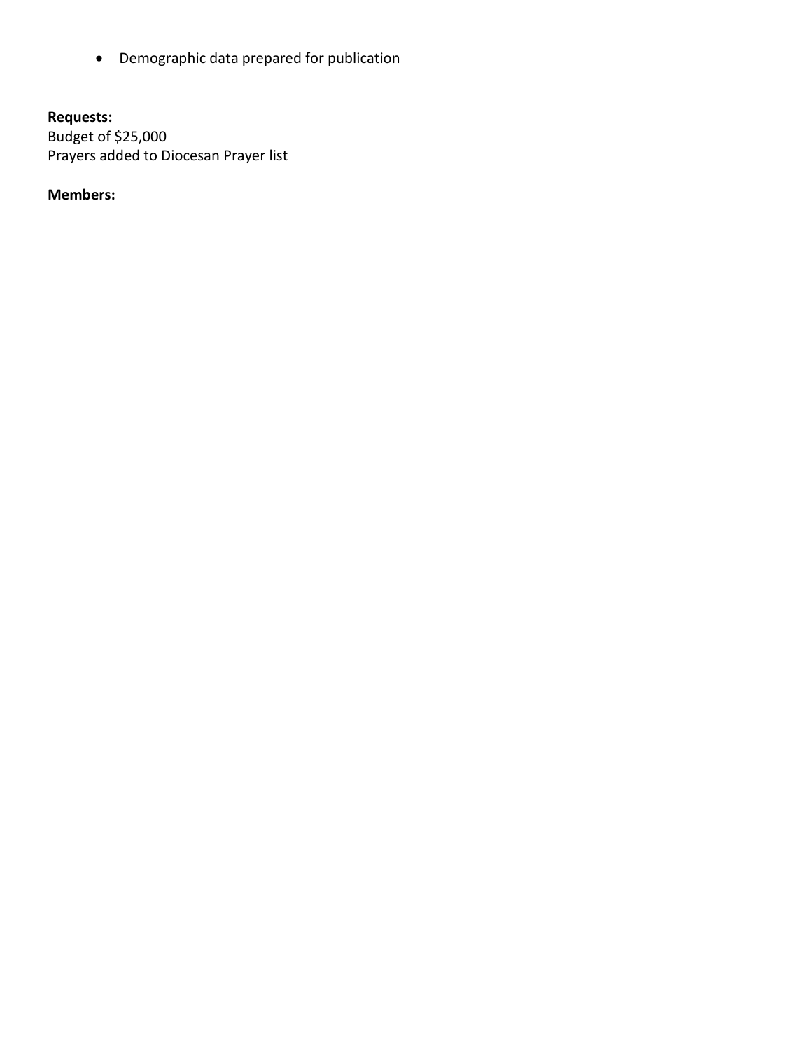- Demographic data prepared for publication

**Requests:**
Budget of $25,000
Prayers added to Diocesan Prayer list

**Members:**